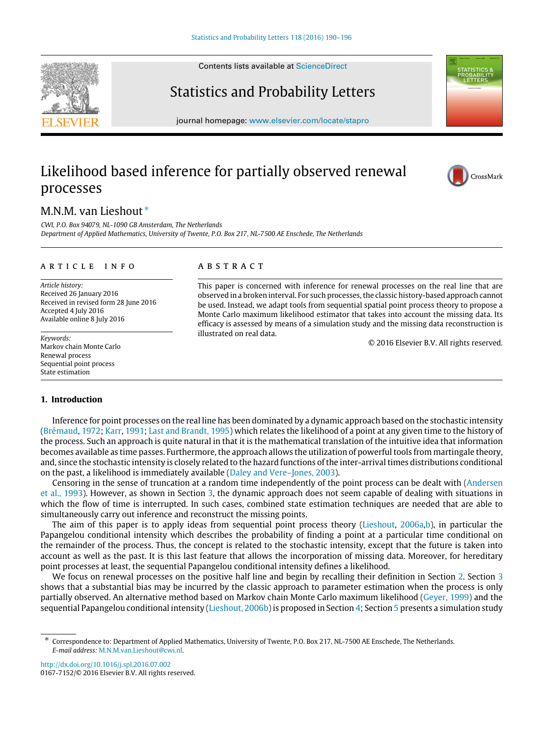# Likelihood based inference for partially observed renewal processes

M.N.M. van Lieshout *

*CWI, P.O. Box 94079, NL-1090 GB Amsterdam, The Netherlands*
*Department of Applied Mathematics, University of Twente, P.O. Box 217, NL-7500 AE Enschede, The Netherlands*

## ARTICLE INFO

*Article history:*
Received 26 January 2016
Received in revised form 28 June 2016
Accepted 4 July 2016
Available online 8 July 2016

*Keywords:*
Markov chain Monte Carlo
Renewal process
Sequential point process
State estimation

## ABSTRACT

This paper is concerned with inference for renewal processes on the real line that are observed in a broken interval. For such processes, the classic history-based approach cannot be used. Instead, we adapt tools from sequential spatial point process theory to propose a Monte Carlo maximum likelihood estimator that takes into account the missing data. Its efficacy is assessed by means of a simulation study and the missing data reconstruction is illustrated on real data.

© 2016 Elsevier B.V. All rights reserved.

## 1. Introduction

Inference for point processes on the real line has been dominated by a dynamic approach based on the stochastic intensity (Brémaud, 1972; Karr, 1991; Last and Brandt, 1995) which relates the likelihood of a point at any given time to the history of the process. Such an approach is quite natural in that it is the mathematical translation of the intuitive idea that information becomes available as time passes. Furthermore, the approach allows the utilization of powerful tools from martingale theory, and, since the stochastic intensity is closely related to the hazard functions of the inter-arrival times distributions conditional on the past, a likelihood is immediately available (Daley and Vere–Jones, 2003).

Censoring in the sense of truncation at a random time independently of the point process can be dealt with (Andersen et al., 1993). However, as shown in Section 3, the dynamic approach does not seem capable of dealing with situations in which the flow of time is interrupted. In such cases, combined state estimation techniques are needed that are able to simultaneously carry out inference and reconstruct the missing points.

The aim of this paper is to apply ideas from sequential point process theory (Lieshout, 2006a,b), in particular the Papangelou conditional intensity which describes the probability of finding a point at a particular time conditional on the remainder of the process. Thus, the concept is related to the stochastic intensity, except that the future is taken into account as well as the past. It is this last feature that allows the incorporation of missing data. Moreover, for hereditary point processes at least, the sequential Papangelou conditional intensity defines a likelihood.

We focus on renewal processes on the positive half line and begin by recalling their definition in Section 2. Section 3 shows that a substantial bias may be incurred by the classic approach to parameter estimation when the process is only partially observed. An alternative method based on Markov chain Monte Carlo maximum likelihood (Geyer, 1999) and the sequential Papangelou conditional intensity (Lieshout, 2006b) is proposed in Section 4; Section 5 presents a simulation study

---

* Correspondence to: Department of Applied Mathematics, University of Twente, P.O. Box 217, NL-7500 AE Enschede, The Netherlands.
*E-mail address:* M.N.M.van.Lieshout@cwi.nl.

http://dx.doi.org/10.1016/j.spl.2016.07.002
0167-7152/© 2016 Elsevier B.V. All rights reserved.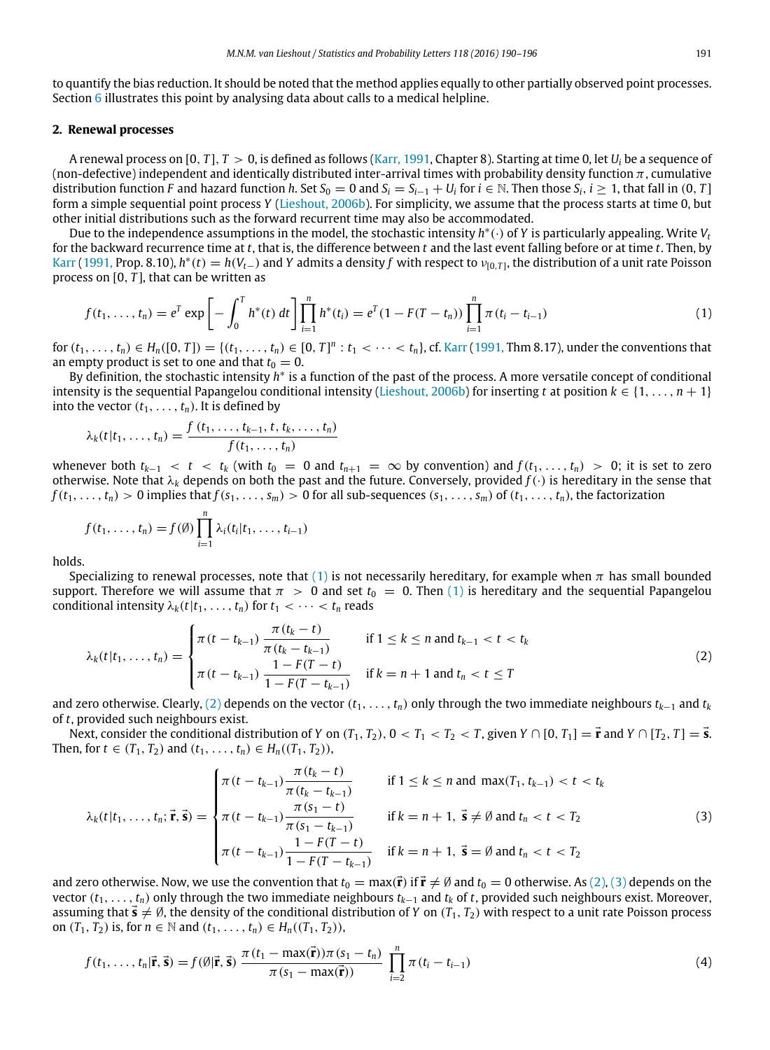to quantify the bias reduction. It should be noted that the method applies equally to other partially observed point processes. Section 6 illustrates this point by analysing data about calls to a medical helpline.

## 2. Renewal processes

A renewal process on $[0, T]$, $T > 0$, is defined as follows (Karr, 1991, Chapter 8). Starting at time 0, let $U_i$ be a sequence of (non-defective) independent and identically distributed inter-arrival times with probability density function $\pi$, cumulative distribution function $F$ and hazard function $h$. Set $S_0 = 0$ and $S_i = S_{i-1} + U_i$ for $i \in \mathbb{N}$. Then those $S_i$, $i \geq 1$, that fall in $(0, T]$ form a simple sequential point process $Y$ (Lieshout, 2006b). For simplicity, we assume that the process starts at time 0, but other initial distributions such as the forward recurrent time may also be accommodated.

Due to the independence assumptions in the model, the stochastic intensity $h^*(\cdot)$ of $Y$ is particularly appealing. Write $V_t$ for the backward recurrence time at $t$, that is, the difference between $t$ and the last event falling before or at time $t$. Then, by Karr (1991, Prop. 8.10), $h^*(t) = h(V_{t-})$ and $Y$ admits a density $f$ with respect to $\nu_{[0,T]}$, the distribution of a unit rate Poisson process on $[0, T]$, that can be written as

$$
f(t_1, \ldots, t_n) = e^T \exp\left[ -\int_0^T h^*(t)\, dt \right] \prod_{i=1}^n h^*(t_i) = e^T (1 - F(T - t_n)) \prod_{i=1}^n \pi(t_i - t_{i-1}) \tag{1}
$$

for $(t_1, \ldots, t_n) \in H_n([0, T]) = \{(t_1, \ldots, t_n) \in [0, T]^n : t_1 < \cdots < t_n\}$, cf. Karr (1991, Thm 8.17), under the conventions that an empty product is set to one and that $t_0 = 0$.

By definition, the stochastic intensity $h^*$ is a function of the past of the process. A more versatile concept of conditional intensity is the sequential Papangelou conditional intensity (Lieshout, 2006b) for inserting $t$ at position $k \in \{1, \ldots, n+1\}$ into the vector $(t_1, \ldots, t_n)$. It is defined by

$$
\lambda_k(t | t_1, \ldots, t_n) = \frac{f(t_1, \ldots, t_{k-1}, t, t_k, \ldots, t_n)}{f(t_1, \ldots, t_n)}
$$

whenever both $t_{k-1} < t < t_k$ (with $t_0 = 0$ and $t_{n+1} = \infty$ by convention) and $f(t_1, \ldots, t_n) > 0$; it is set to zero otherwise. Note that $\lambda_k$ depends on both the past and the future. Conversely, provided $f(\cdot)$ is hereditary in the sense that $f(t_1, \ldots, t_n) > 0$ implies that $f(s_1, \ldots, s_m) > 0$ for all sub-sequences $(s_1, \ldots, s_m)$ of $(t_1, \ldots, t_n)$, the factorization

$$
f(t_1, \ldots, t_n) = f(\emptyset) \prod_{i=1}^n \lambda_i(t_i | t_1, \ldots, t_{i-1})
$$

holds.

Specializing to renewal processes, note that (1) is not necessarily hereditary, for example when $\pi$ has small bounded support. Therefore we will assume that $\pi > 0$ and set $t_0 = 0$. Then (1) is hereditary and the sequential Papangelou conditional intensity $\lambda_k(t | t_1, \ldots, t_n)$ for $t_1 < \cdots < t_n$ reads

$$
\lambda_k(t | t_1, \ldots, t_n) = \begin{cases} \pi(t - t_{k-1}) \dfrac{\pi(t_k - t)}{\pi(t_k - t_{k-1})} & \text{if } 1 \leq k \leq n \text{ and } t_{k-1} < t < t_k \\[2ex] \pi(t - t_{k-1}) \dfrac{1 - F(T - t)}{1 - F(T - t_{k-1})} & \text{if } k = n+1 \text{ and } t_n < t \leq T \end{cases} \tag{2}
$$

and zero otherwise. Clearly, (2) depends on the vector $(t_1, \ldots, t_n)$ only through the two immediate neighbours $t_{k-1}$ and $t_k$ of $t$, provided such neighbours exist.

Next, consider the conditional distribution of $Y$ on $(T_1, T_2)$, $0 < T_1 < T_2 < T$, given $Y \cap [0, T_1] = \vec{\mathbf{r}}$ and $Y \cap [T_2, T] = \vec{\mathbf{s}}$. Then, for $t \in (T_1, T_2)$ and $(t_1, \ldots, t_n) \in H_n((T_1, T_2))$,

$$
\lambda_k(t | t_1, \ldots, t_n; \vec{\mathbf{r}}, \vec{\mathbf{s}}) = \begin{cases} \pi(t - t_{k-1}) \dfrac{\pi(t_k - t)}{\pi(t_k - t_{k-1})} & \text{if } 1 \leq k \leq n \text{ and } \max(T_1, t_{k-1}) < t < t_k \\[2ex] \pi(t - t_{k-1}) \dfrac{\pi(s_1 - t)}{\pi(s_1 - t_{k-1})} & \text{if } k = n+1,\ \vec{\mathbf{s}} \neq \emptyset \text{ and } t_n < t < T_2 \\[2ex] \pi(t - t_{k-1}) \dfrac{1 - F(T - t)}{1 - F(T - t_{k-1})} & \text{if } k = n+1,\ \vec{\mathbf{s}} = \emptyset \text{ and } t_n < t < T_2 \end{cases} \tag{3}
$$

and zero otherwise. Now, we use the convention that $t_0 = \max(\vec{\mathbf{r}})$ if $\vec{\mathbf{r}} \neq \emptyset$ and $t_0 = 0$ otherwise. As (2), (3) depends on the vector $(t_1, \ldots, t_n)$ only through the two immediate neighbours $t_{k-1}$ and $t_k$ of $t$, provided such neighbours exist. Moreover, assuming that $\vec{\mathbf{s}} \neq \emptyset$, the density of the conditional distribution of $Y$ on $(T_1, T_2)$ with respect to a unit rate Poisson process on $(T_1, T_2)$ is, for $n \in \mathbb{N}$ and $(t_1, \ldots, t_n) \in H_n((T_1, T_2))$,

$$
f(t_1, \ldots, t_n | \vec{\mathbf{r}}, \vec{\mathbf{s}}) = f(\emptyset | \vec{\mathbf{r}}, \vec{\mathbf{s}}) \frac{\pi(t_1 - \max(\vec{\mathbf{r}})) \pi(s_1 - t_n)}{\pi(s_1 - \max(\vec{\mathbf{r}}))} \prod_{i=2}^n \pi(t_i - t_{i-1}) \tag{4}
$$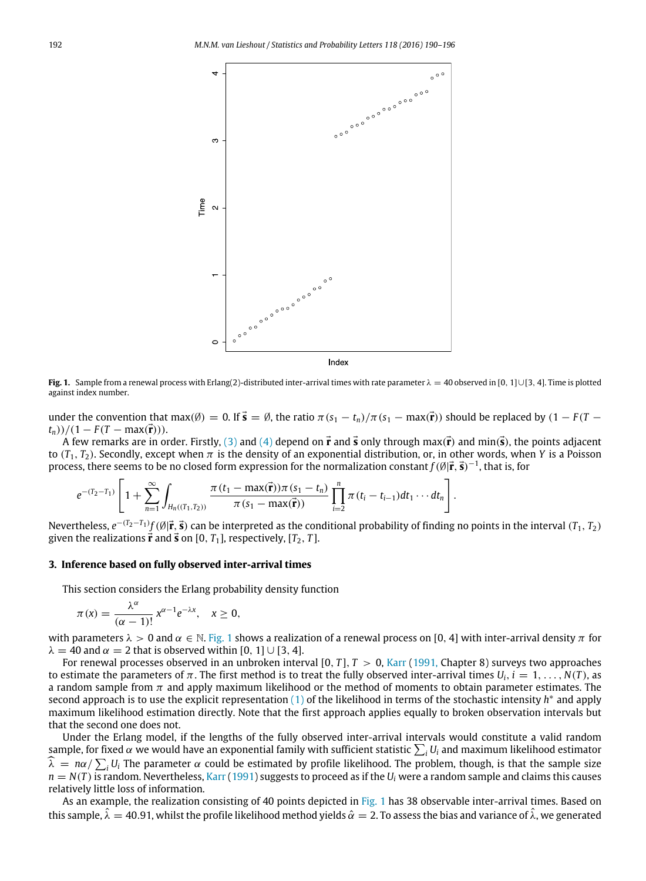**Fig. 1.** Sample from a renewal process with Erlang(2)-distributed inter-arrival times with rate parameter $\lambda = 40$ observed in $[0, 1] \cup [3, 4]$. Time is plotted against index number.

under the convention that $\max(\emptyset) = 0$. If $\vec{\mathbf{s}} = \emptyset$, the ratio $\pi(s_1 - t_n)/\pi(s_1 - \max(\vec{\mathbf{r}}))$ should be replaced by $(1 - F(T - t_n))/(1 - F(T - \max(\vec{\mathbf{r}})))$.

A few remarks are in order. Firstly, (3) and (4) depend on $\vec{\mathbf{r}}$ and $\vec{\mathbf{s}}$ only through $\max(\vec{\mathbf{r}})$ and $\min(\vec{\mathbf{s}})$, the points adjacent to $(T_1, T_2)$. Secondly, except when $\pi$ is the density of an exponential distribution, or, in other words, when $Y$ is a Poisson process, there seems to be no closed form expression for the normalization constant $f(\emptyset|\vec{\mathbf{r}}, \vec{\mathbf{s}})^{-1}$, that is, for

$$e^{-(T_2 - T_1)} \left[ 1 + \sum_{n=1}^{\infty} \int_{H_n((T_1, T_2))} \frac{\pi(t_1 - \max(\vec{\mathbf{r}}))\pi(s_1 - t_n)}{\pi(s_1 - \max(\vec{\mathbf{r}}))} \prod_{i=2}^{n} \pi(t_i - t_{i-1}) dt_1 \cdots dt_n \right].$$

Nevertheless, $e^{-(T_2 - T_1)} f(\emptyset|\vec{\mathbf{r}}, \vec{\mathbf{s}})$ can be interpreted as the conditional probability of finding no points in the interval $(T_1, T_2)$ given the realizations $\vec{\mathbf{r}}$ and $\vec{\mathbf{s}}$ on $[0, T_1]$, respectively, $[T_2, T]$.

### 3. Inference based on fully observed inter-arrival times

This section considers the Erlang probability density function

$$\pi(x) = \frac{\lambda^\alpha}{(\alpha - 1)!} x^{\alpha - 1} e^{-\lambda x}, \quad x \geq 0,$$

with parameters $\lambda > 0$ and $\alpha \in \mathbb{N}$. Fig. 1 shows a realization of a renewal process on $[0, 4]$ with inter-arrival density $\pi$ for $\lambda = 40$ and $\alpha = 2$ that is observed within $[0, 1] \cup [3, 4]$.

For renewal processes observed in an unbroken interval $[0, T]$, $T > 0$, Karr (1991, Chapter 8) surveys two approaches to estimate the parameters of $\pi$. The first method is to treat the fully observed inter-arrival times $U_i$, $i = 1, \ldots, N(T)$, as a random sample from $\pi$ and apply maximum likelihood or the method of moments to obtain parameter estimates. The second approach is to use the explicit representation (1) of the likelihood in terms of the stochastic intensity $h^*$ and apply maximum likelihood estimation directly. Note that the first approach applies equally to broken observation intervals but that the second one does not.

Under the Erlang model, if the lengths of the fully observed inter-arrival intervals would constitute a valid random sample, for fixed $\alpha$ we would have an exponential family with sufficient statistic $\sum_i U_i$ and maximum likelihood estimator $\widehat{\lambda} = n\alpha / \sum_i U_i$ The parameter $\alpha$ could be estimated by profile likelihood. The problem, though, is that the sample size $n = N(T)$ is random. Nevertheless, Karr (1991) suggests to proceed as if the $U_i$ were a random sample and claims this causes relatively little loss of information.

As an example, the realization consisting of 40 points depicted in Fig. 1 has 38 observable inter-arrival times. Based on this sample, $\hat{\lambda} = 40.91$, whilst the profile likelihood method yields $\hat{\alpha} = 2$. To assess the bias and variance of $\hat{\lambda}$, we generated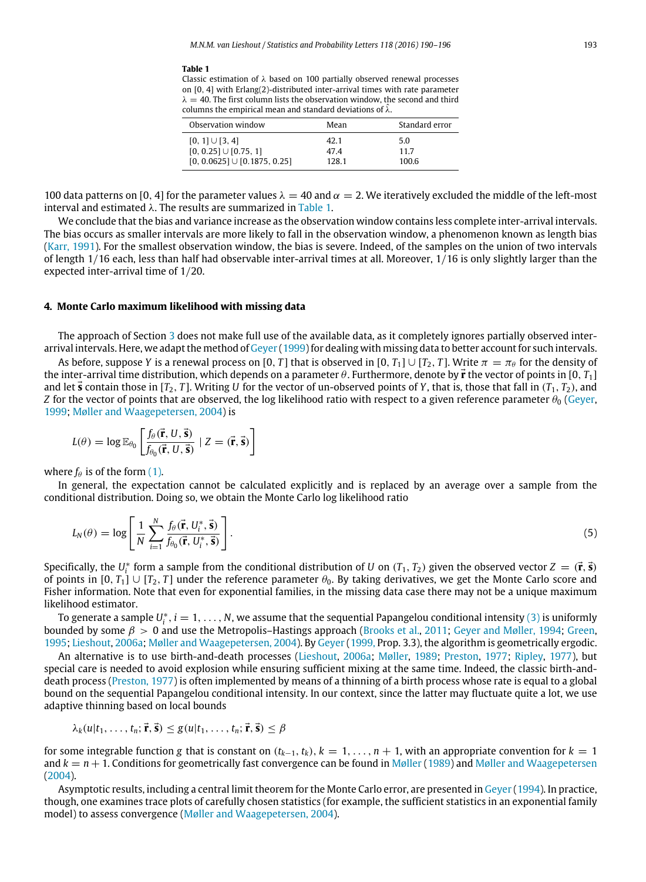**Table 1**
Classic estimation of $\lambda$ based on 100 partially observed renewal processes on [0, 4] with Erlang(2)-distributed inter-arrival times with rate parameter $\lambda = 40$. The first column lists the observation window, the second and third columns the empirical mean and standard deviations of $\hat{\lambda}$.

| Observation window | Mean | Standard error |
|---|---|---|
| $[0, 1] \cup [3, 4]$ | 42.1 | 5.0 |
| $[0, 0.25] \cup [0.75, 1]$ | 47.4 | 11.7 |
| $[0, 0.0625] \cup [0.1875, 0.25]$ | 128.1 | 100.6 |

100 data patterns on [0, 4] for the parameter values $\lambda = 40$ and $\alpha = 2$. We iteratively excluded the middle of the left-most interval and estimated $\lambda$. The results are summarized in Table 1.

We conclude that the bias and variance increase as the observation window contains less complete inter-arrival intervals. The bias occurs as smaller intervals are more likely to fall in the observation window, a phenomenon known as length bias (Karr, 1991). For the smallest observation window, the bias is severe. Indeed, of the samples on the union of two intervals of length 1/16 each, less than half had observable inter-arrival times at all. Moreover, 1/16 is only slightly larger than the expected inter-arrival time of 1/20.

## 4. Monte Carlo maximum likelihood with missing data

The approach of Section 3 does not make full use of the available data, as it completely ignores partially observed inter-arrival intervals. Here, we adapt the method of Geyer (1999) for dealing with missing data to better account for such intervals.

As before, suppose $Y$ is a renewal process on $[0, T]$ that is observed in $[0, T_1] \cup [T_2, T]$. Write $\pi = \pi_\theta$ for the density of the inter-arrival time distribution, which depends on a parameter $\theta$. Furthermore, denote by $\vec{\mathbf{r}}$ the vector of points in $[0, T_1]$ and let $\vec{\mathbf{s}}$ contain those in $[T_2, T]$. Writing $U$ for the vector of un-observed points of $Y$, that is, those that fall in $(T_1, T_2)$, and $Z$ for the vector of points that are observed, the log likelihood ratio with respect to a given reference parameter $\theta_0$ (Geyer, 1999; Møller and Waagepetersen, 2004) is

$$L(\theta) = \log \mathbb{E}_{\theta_0}\left[ \frac{f_\theta(\vec{\mathbf{r}}, U, \vec{\mathbf{s}})}{f_{\theta_0}(\vec{\mathbf{r}}, U, \vec{\mathbf{s}})} \mid Z = (\vec{\mathbf{r}}, \vec{\mathbf{s}}) \right]$$

where $f_\theta$ is of the form (1).

In general, the expectation cannot be calculated explicitly and is replaced by an average over a sample from the conditional distribution. Doing so, we obtain the Monte Carlo log likelihood ratio

$$L_N(\theta) = \log \left[ \frac{1}{N} \sum_{i=1}^{N} \frac{f_\theta(\vec{\mathbf{r}}, U_i^*, \vec{\mathbf{s}})}{f_{\theta_0}(\vec{\mathbf{r}}, U_i^*, \vec{\mathbf{s}})} \right]. \tag{5}$$

Specifically, the $U_i^*$ form a sample from the conditional distribution of $U$ on $(T_1, T_2)$ given the observed vector $Z = (\vec{\mathbf{r}}, \vec{\mathbf{s}})$ of points in $[0, T_1] \cup [T_2, T]$ under the reference parameter $\theta_0$. By taking derivatives, we get the Monte Carlo score and Fisher information. Note that even for exponential families, in the missing data case there may not be a unique maximum likelihood estimator.

To generate a sample $U_i^*$, $i = 1, \ldots, N$, we assume that the sequential Papangelou conditional intensity (3) is uniformly bounded by some $\beta > 0$ and use the Metropolis–Hastings approach (Brooks et al., 2011; Geyer and Møller, 1994; Green, 1995; Lieshout, 2006a; Møller and Waagepetersen, 2004). By Geyer (1999, Prop. 3.3), the algorithm is geometrically ergodic.

An alternative is to use birth-and-death processes (Lieshout, 2006a; Møller, 1989; Preston, 1977; Ripley, 1977), but special care is needed to avoid explosion while ensuring sufficient mixing at the same time. Indeed, the classic birth-and-death process (Preston, 1977) is often implemented by means of a thinning of a birth process whose rate is equal to a global bound on the sequential Papangelou conditional intensity. In our context, since the latter may fluctuate quite a lot, we use adaptive thinning based on local bounds

$$\lambda_k(u|t_1, \ldots, t_n; \vec{\mathbf{r}}, \vec{\mathbf{s}}) \le g(u|t_1, \ldots, t_n; \vec{\mathbf{r}}, \vec{\mathbf{s}}) \le \beta$$

for some integrable function $g$ that is constant on $(t_{k-1}, t_k)$, $k = 1, \ldots, n+1$, with an appropriate convention for $k = 1$ and $k = n+1$. Conditions for geometrically fast convergence can be found in Møller (1989) and Møller and Waagepetersen (2004).

Asymptotic results, including a central limit theorem for the Monte Carlo error, are presented in Geyer (1994). In practice, though, one examines trace plots of carefully chosen statistics (for example, the sufficient statistics in an exponential family model) to assess convergence (Møller and Waagepetersen, 2004).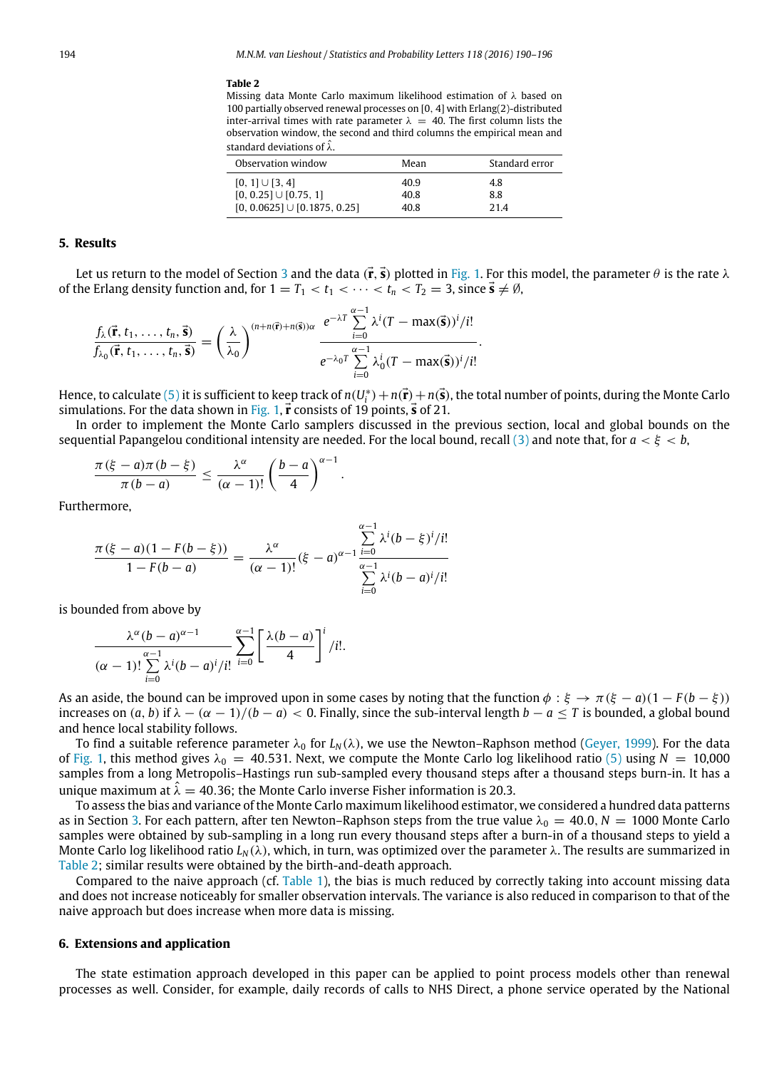**Table 2**
Missing data Monte Carlo maximum likelihood estimation of $\lambda$ based on 100 partially observed renewal processes on $[0, 4]$ with Erlang(2)-distributed inter-arrival times with rate parameter $\lambda = 40$. The first column lists the observation window, the second and third columns the empirical mean and standard deviations of $\hat{\lambda}$.

| Observation window | Mean | Standard error |
|---|---|---|
| $[0, 1] \cup [3, 4]$ | 40.9 | 4.8 |
| $[0, 0.25] \cup [0.75, 1]$ | 40.8 | 8.8 |
| $[0, 0.0625] \cup [0.1875, 0.25]$ | 40.8 | 21.4 |

## 5. Results

Let us return to the model of Section 3 and the data $(\vec{\mathbf{r}}, \vec{\mathbf{s}})$ plotted in Fig. 1. For this model, the parameter $\theta$ is the rate $\lambda$ of the Erlang density function and, for $1 = T_1 < t_1 < \cdots < t_n < T_2 = 3$, since $\vec{\mathbf{s}} \neq \emptyset$,

$$\frac{f_\lambda(\vec{\mathbf{r}}, t_1, \ldots, t_n, \vec{\mathbf{s}})}{f_{\lambda_0}(\vec{\mathbf{r}}, t_1, \ldots, t_n, \vec{\mathbf{s}})} = \left(\frac{\lambda}{\lambda_0}\right)^{(n+n(\vec{\mathbf{r}})+n(\vec{\mathbf{s}}))\alpha} \frac{e^{-\lambda T} \sum_{i=0}^{\alpha-1} \lambda^i (T - \max(\vec{\mathbf{s}}))^i / i!}{e^{-\lambda_0 T} \sum_{i=0}^{\alpha-1} \lambda_0^i (T - \max(\vec{\mathbf{s}}))^i / i!}.$$

Hence, to calculate (5) it is sufficient to keep track of $n(U_i^*) + n(\vec{\mathbf{r}}) + n(\vec{\mathbf{s}})$, the total number of points, during the Monte Carlo simulations. For the data shown in Fig. 1, $\vec{\mathbf{r}}$ consists of 19 points, $\vec{\mathbf{s}}$ of 21.

In order to implement the Monte Carlo samplers discussed in the previous section, local and global bounds on the sequential Papangelou conditional intensity are needed. For the local bound, recall (3) and note that, for $a < \xi < b$,

$$\frac{\pi(\xi - a)\pi(b - \xi)}{\pi(b - a)} \leq \frac{\lambda^\alpha}{(\alpha - 1)!} \left(\frac{b - a}{4}\right)^{\alpha - 1}.$$

Furthermore,

$$\frac{\pi(\xi - a)(1 - F(b - \xi))}{1 - F(b - a)} = \frac{\lambda^\alpha}{(\alpha - 1)!} (\xi - a)^{\alpha - 1} \frac{\sum_{i=0}^{\alpha-1} \lambda^i (b - \xi)^i / i!}{\sum_{i=0}^{\alpha-1} \lambda^i (b - a)^i / i!}$$

is bounded from above by

$$\frac{\lambda^\alpha (b - a)^{\alpha - 1}}{(\alpha - 1)! \sum_{i=0}^{\alpha-1} \lambda^i (b - a)^i / i!} \sum_{i=0}^{\alpha-1} \left[\frac{\lambda(b - a)}{4}\right]^i / i!.$$

As an aside, the bound can be improved upon in some cases by noting that the function $\phi : \xi \to \pi(\xi - a)(1 - F(b - \xi))$ increases on $(a, b)$ if $\lambda - (\alpha - 1)/(b - a) < 0$. Finally, since the sub-interval length $b - a \leq T$ is bounded, a global bound and hence local stability follows.

To find a suitable reference parameter $\lambda_0$ for $L_N(\lambda)$, we use the Newton–Raphson method (Geyer, 1999). For the data of Fig. 1, this method gives $\lambda_0 = 40.531$. Next, we compute the Monte Carlo log likelihood ratio (5) using $N = 10{,}000$ samples from a long Metropolis–Hastings run sub-sampled every thousand steps after a thousand steps burn-in. It has a unique maximum at $\hat{\lambda} = 40.36$; the Monte Carlo inverse Fisher information is 20.3.

To assess the bias and variance of the Monte Carlo maximum likelihood estimator, we considered a hundred data patterns as in Section 3. For each pattern, after ten Newton–Raphson steps from the true value $\lambda_0 = 40.0$, $N = 1000$ Monte Carlo samples were obtained by sub-sampling in a long run every thousand steps after a burn-in of a thousand steps to yield a Monte Carlo log likelihood ratio $L_N(\lambda)$, which, in turn, was optimized over the parameter $\lambda$. The results are summarized in Table 2; similar results were obtained by the birth-and-death approach.

Compared to the naive approach (cf. Table 1), the bias is much reduced by correctly taking into account missing data and does not increase noticeably for smaller observation intervals. The variance is also reduced in comparison to that of the naive approach but does increase when more data is missing.

## 6. Extensions and application

The state estimation approach developed in this paper can be applied to point process models other than renewal processes as well. Consider, for example, daily records of calls to NHS Direct, a phone service operated by the National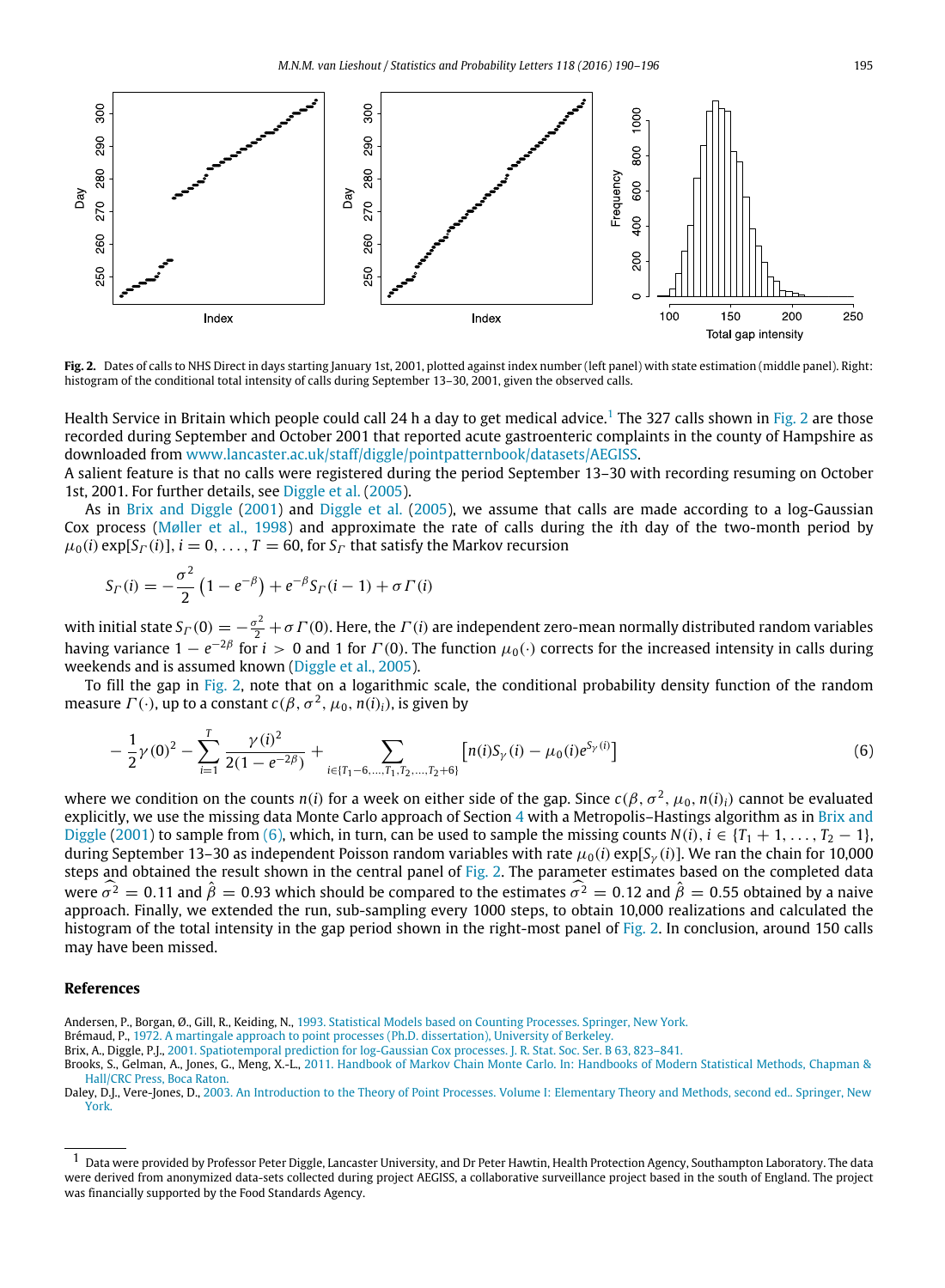**Fig. 2.** Dates of calls to NHS Direct in days starting January 1st, 2001, plotted against index number (left panel) with state estimation (middle panel). Right: histogram of the conditional total intensity of calls during September 13–30, 2001, given the observed calls.

Health Service in Britain which people could call 24 h a day to get medical advice.[1] The 327 calls shown in Fig. 2 are those recorded during September and October 2001 that reported acute gastroenteric complaints in the county of Hampshire as downloaded from www.lancaster.ac.uk/staff/diggle/pointpatternbook/datasets/AEGISS.
A salient feature is that no calls were registered during the period September 13–30 with recording resuming on October 1st, 2001. For further details, see Diggle et al. (2005).

As in Brix and Diggle (2001) and Diggle et al. (2005), we assume that calls are made according to a log-Gaussian Cox process (Møller et al., 1998) and approximate the rate of calls during the $i$th day of the two-month period by $\mu_0(i) \exp[S_\Gamma(i)]$, $i = 0, \ldots, T = 60$, for $S_\Gamma$ that satisfy the Markov recursion

$$S_\Gamma(i) = -\frac{\sigma^2}{2}\left(1 - e^{-\beta}\right) + e^{-\beta} S_\Gamma(i-1) + \sigma\Gamma(i)$$

with initial state $S_\Gamma(0) = -\frac{\sigma^2}{2} + \sigma\Gamma(0)$. Here, the $\Gamma(i)$ are independent zero-mean normally distributed random variables having variance $1 - e^{-2\beta}$ for $i > 0$ and 1 for $\Gamma(0)$. The function $\mu_0(\cdot)$ corrects for the increased intensity in calls during weekends and is assumed known (Diggle et al., 2005).

To fill the gap in Fig. 2, note that on a logarithmic scale, the conditional probability density function of the random measure $\Gamma(\cdot)$, up to a constant $c(\beta, \sigma^2, \mu_0, n(i)_i)$, is given by

$$-\frac{1}{2}\gamma(0)^2 - \sum_{i=1}^{T} \frac{\gamma(i)^2}{2(1 - e^{-2\beta})} + \sum_{i \in \{T_1 - 6, \ldots, T_1, T_2, \ldots, T_2 + 6\}} \left[n(i) S_\gamma(i) - \mu_0(i) e^{S_\gamma(i)}\right] \tag{6}$$

where we condition on the counts $n(i)$ for a week on either side of the gap. Since $c(\beta, \sigma^2, \mu_0, n(i)_i)$ cannot be evaluated explicitly, we use the missing data Monte Carlo approach of Section 4 with a Metropolis–Hastings algorithm as in Brix and Diggle (2001) to sample from (6), which, in turn, can be used to sample the missing counts $N(i)$, $i \in \{T_1 + 1, \ldots, T_2 - 1\}$, during September 13–30 as independent Poisson random variables with rate $\mu_0(i) \exp[S_\gamma(i)]$. We ran the chain for 10,000 steps and obtained the result shown in the central panel of Fig. 2. The parameter estimates based on the completed data were $\widehat{\sigma^2} = 0.11$ and $\hat{\beta} = 0.93$ which should be compared to the estimates $\widehat{\sigma^2} = 0.12$ and $\hat{\beta} = 0.55$ obtained by a naive approach. Finally, we extended the run, sub-sampling every 1000 steps, to obtain 10,000 realizations and calculated the histogram of the total intensity in the gap period shown in the right-most panel of Fig. 2. In conclusion, around 150 calls may have been missed.

## References

Andersen, P., Borgan, Ø., Gill, R., Keiding, N., 1993. Statistical Models based on Counting Processes. Springer, New York.

Brémaud, P., 1972. A martingale approach to point processes (Ph.D. dissertation), University of Berkeley.

Brix, A., Diggle, P.J., 2001. Spatiotemporal prediction for log-Gaussian Cox processes. J. R. Stat. Soc. Ser. B 63, 823–841.

Brooks, S., Gelman, A., Jones, G., Meng, X.-L., 2011. Handbook of Markov Chain Monte Carlo. In: Handbooks of Modern Statistical Methods, Chapman & Hall/CRC Press, Boca Raton.

Daley, D.J., Vere-Jones, D., 2003. An Introduction to the Theory of Point Processes. Volume I: Elementary Theory and Methods, second ed.. Springer, New York.

[1] Data were provided by Professor Peter Diggle, Lancaster University, and Dr Peter Hawtin, Health Protection Agency, Southampton Laboratory. The data were derived from anonymized data-sets collected during project AEGISS, a collaborative surveillance project based in the south of England. The project was financially supported by the Food Standards Agency.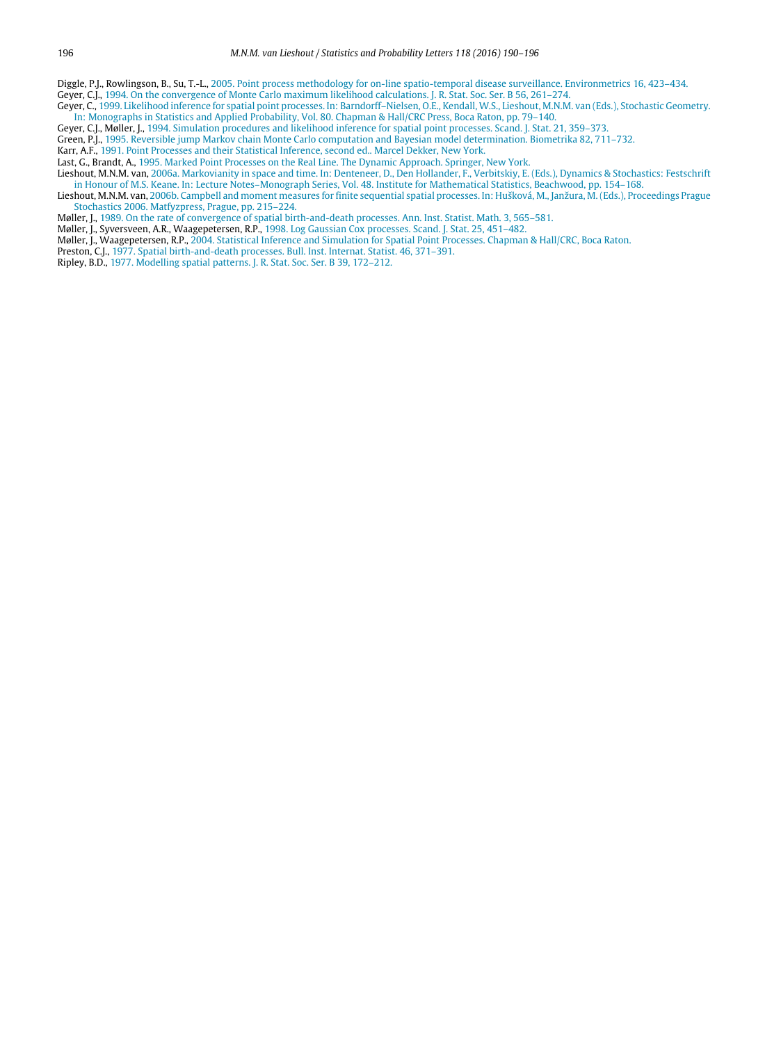Diggle, P.J., Rowlingson, B., Su, T.-L., 2005. Point process methodology for on-line spatio-temporal disease surveillance. Environmetrics 16, 423–434.

Geyer, C.J., 1994. On the convergence of Monte Carlo maximum likelihood calculations. J. R. Stat. Soc. Ser. B 56, 261–274.

Geyer, C., 1999. Likelihood inference for spatial point processes. In: Barndorff–Nielsen, O.E., Kendall, W.S., Lieshout, M.N.M. van (Eds.), Stochastic Geometry. In: Monographs in Statistics and Applied Probability, Vol. 80. Chapman & Hall/CRC Press, Boca Raton, pp. 79–140.

Geyer, C.J., Møller, J., 1994. Simulation procedures and likelihood inference for spatial point processes. Scand. J. Stat. 21, 359–373.

Green, P.J., 1995. Reversible jump Markov chain Monte Carlo computation and Bayesian model determination. Biometrika 82, 711–732.

Karr, A.F., 1991. Point Processes and their Statistical Inference, second ed.. Marcel Dekker, New York.

Last, G., Brandt, A., 1995. Marked Point Processes on the Real Line. The Dynamic Approach. Springer, New York.

Lieshout, M.N.M. van, 2006a. Markovianity in space and time. In: Denteneer, D., Den Hollander, F., Verbitskiy, E. (Eds.), Dynamics & Stochastics: Festschrift in Honour of M.S. Keane. In: Lecture Notes–Monograph Series, Vol. 48. Institute for Mathematical Statistics, Beachwood, pp. 154–168.

Lieshout, M.N.M. van, 2006b. Campbell and moment measures for finite sequential spatial processes. In: Hušková, M., Janžura, M. (Eds.), Proceedings Prague Stochastics 2006. Matfyzpress, Prague, pp. 215–224.

Møller, J., 1989. On the rate of convergence of spatial birth-and-death processes. Ann. Inst. Statist. Math. 3, 565–581.

Møller, J., Syversveen, A.R., Waagepetersen, R.P., 1998. Log Gaussian Cox processes. Scand. J. Stat. 25, 451–482.

Møller, J., Waagepetersen, R.P., 2004. Statistical Inference and Simulation for Spatial Point Processes. Chapman & Hall/CRC, Boca Raton.

Preston, C.J., 1977. Spatial birth-and-death processes. Bull. Inst. Internat. Statist. 46, 371–391.

Ripley, B.D., 1977. Modelling spatial patterns. J. R. Stat. Soc. Ser. B 39, 172–212.